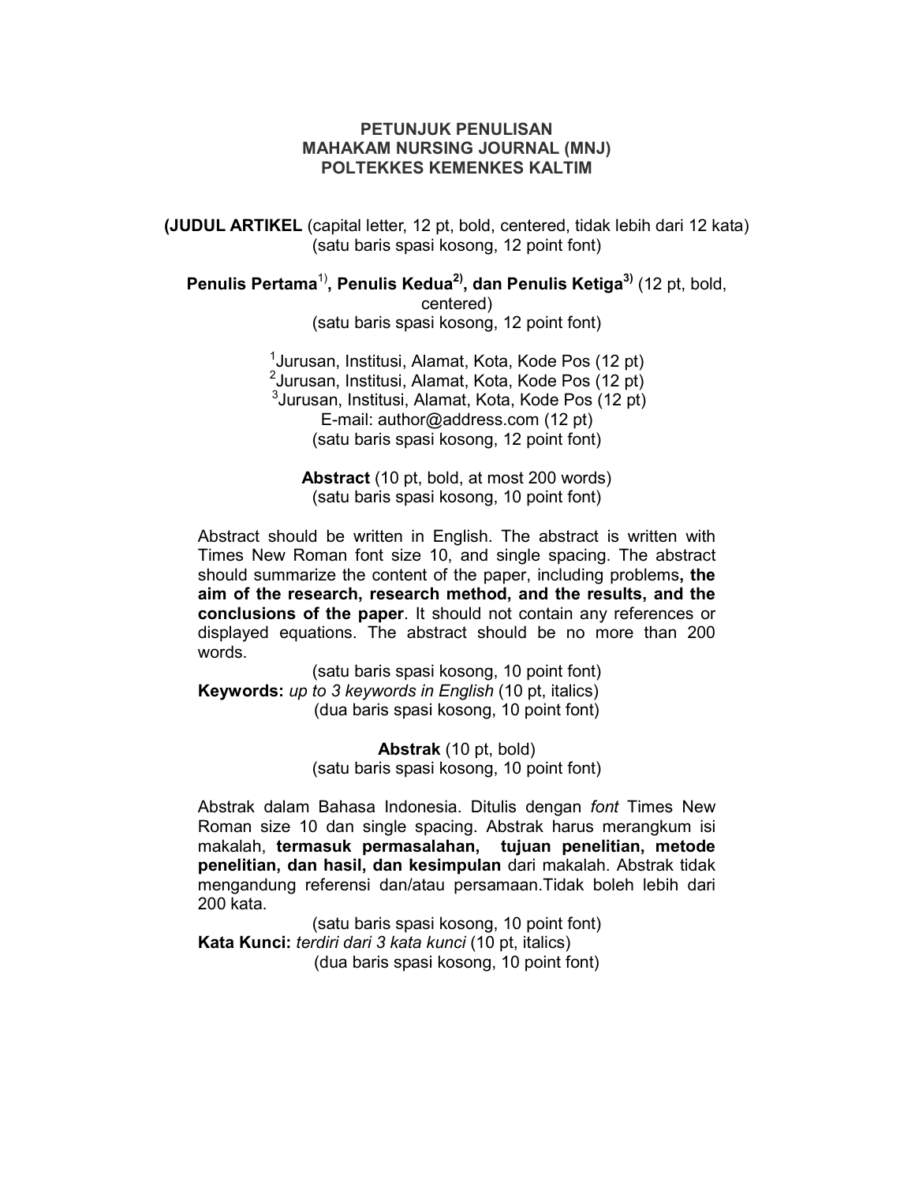# PETUNJUK PENULISAN
# MAHAKAM NURSING JOURNAL (MNJ)
# POLTEKKES KEMENKES KALTIM

**(JUDUL ARTIKEL** (capital letter, 12 pt, bold, centered, tidak lebih dari 12 kata)
(satu baris spasi kosong, 12 point font)

**Penulis Pertama**[1)]**, Penulis Kedua**[2)]**, dan Penulis Ketiga**[3)] (12 pt, bold, centered)
(satu baris spasi kosong, 12 point font)

[1]Jurusan, Institusi, Alamat, Kota, Kode Pos (12 pt)
[2]Jurusan, Institusi, Alamat, Kota, Kode Pos (12 pt)
[3]Jurusan, Institusi, Alamat, Kota, Kode Pos (12 pt)
E-mail: author@address.com (12 pt)
(satu baris spasi kosong, 12 point font)

**Abstract** (10 pt, bold, at most 200 words)
(satu baris spasi kosong, 10 point font)

Abstract should be written in English. The abstract is written with Times New Roman font size 10, and single spacing. The abstract should summarize the content of the paper, including problems**, the aim of the research, research method, and the results, and the conclusions of the paper**. It should not contain any references or displayed equations. The abstract should be no more than 200 words.

(satu baris spasi kosong, 10 point font)

**Keywords:** *up to 3 keywords in English* (10 pt, italics)
(dua baris spasi kosong, 10 point font)

**Abstrak** (10 pt, bold)
(satu baris spasi kosong, 10 point font)

Abstrak dalam Bahasa Indonesia. Ditulis dengan *font* Times New Roman size 10 dan single spacing. Abstrak harus merangkum isi makalah, **termasuk permasalahan, tujuan penelitian, metode penelitian, dan hasil, dan kesimpulan** dari makalah. Abstrak tidak mengandung referensi dan/atau persamaan.Tidak boleh lebih dari 200 kata.

(satu baris spasi kosong, 10 point font)

**Kata Kunci:** *terdiri dari 3 kata kunci* (10 pt, italics)
(dua baris spasi kosong, 10 point font)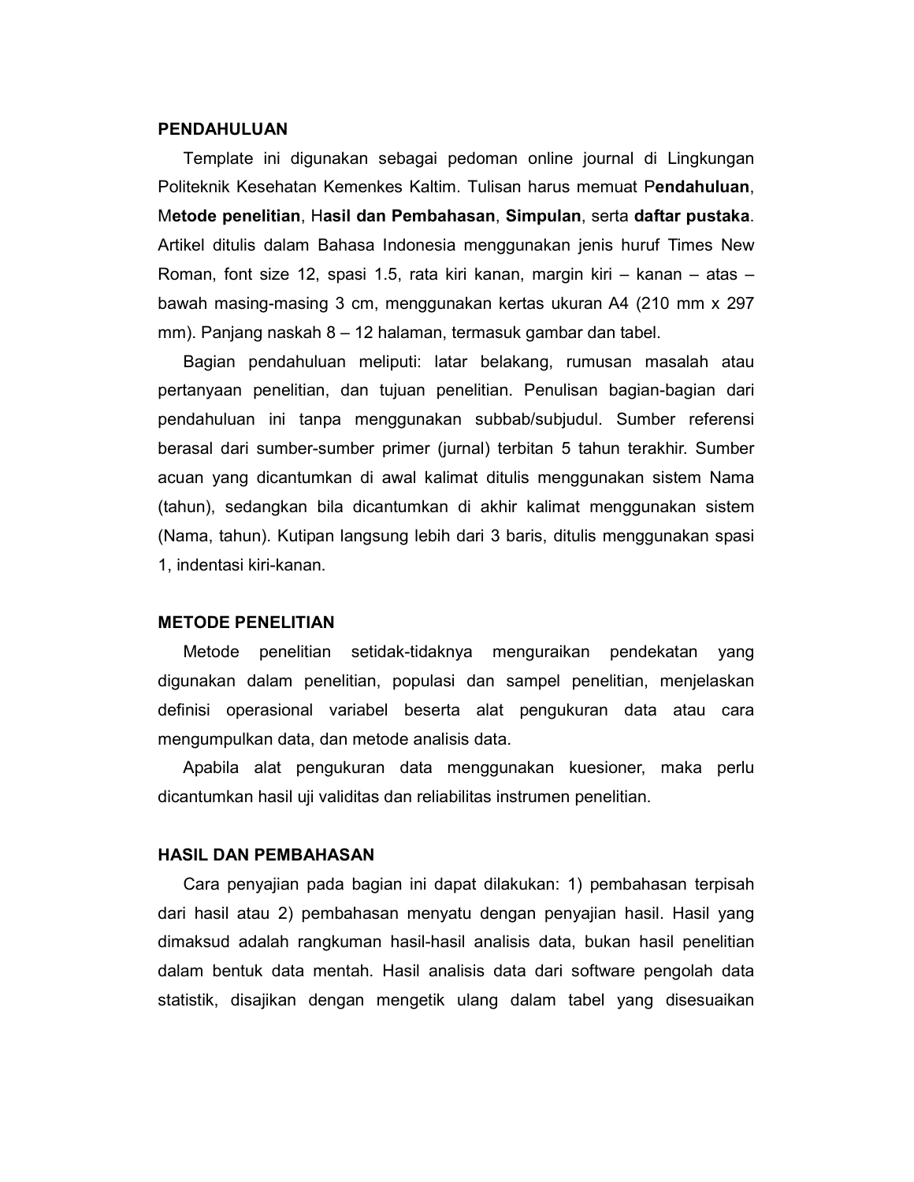## PENDAHULUAN

Template ini digunakan sebagai pedoman online journal di Lingkungan Politeknik Kesehatan Kemenkes Kaltim. Tulisan harus memuat P**endahuluan**, M**etode penelitian**, H**asil dan Pembahasan**, **Simpulan**, serta **daftar pustaka**. Artikel ditulis dalam Bahasa Indonesia menggunakan jenis huruf Times New Roman, font size 12, spasi 1.5, rata kiri kanan, margin kiri – kanan – atas – bawah masing-masing 3 cm, menggunakan kertas ukuran A4 (210 mm x 297 mm). Panjang naskah 8 – 12 halaman, termasuk gambar dan tabel.

Bagian pendahuluan meliputi: latar belakang, rumusan masalah atau pertanyaan penelitian, dan tujuan penelitian. Penulisan bagian-bagian dari pendahuluan ini tanpa menggunakan subbab/subjudul. Sumber referensi berasal dari sumber-sumber primer (jurnal) terbitan 5 tahun terakhir. Sumber acuan yang dicantumkan di awal kalimat ditulis menggunakan sistem Nama (tahun), sedangkan bila dicantumkan di akhir kalimat menggunakan sistem (Nama, tahun). Kutipan langsung lebih dari 3 baris, ditulis menggunakan spasi 1, indentasi kiri-kanan.

## METODE PENELITIAN

Metode penelitian setidak-tidaknya menguraikan pendekatan yang digunakan dalam penelitian, populasi dan sampel penelitian, menjelaskan definisi operasional variabel beserta alat pengukuran data atau cara mengumpulkan data, dan metode analisis data.

Apabila alat pengukuran data menggunakan kuesioner, maka perlu dicantumkan hasil uji validitas dan reliabilitas instrumen penelitian.

## HASIL DAN PEMBAHASAN

Cara penyajian pada bagian ini dapat dilakukan: 1) pembahasan terpisah dari hasil atau 2) pembahasan menyatu dengan penyajian hasil. Hasil yang dimaksud adalah rangkuman hasil-hasil analisis data, bukan hasil penelitian dalam bentuk data mentah. Hasil analisis data dari software pengolah data statistik, disajikan dengan mengetik ulang dalam tabel yang disesuaikan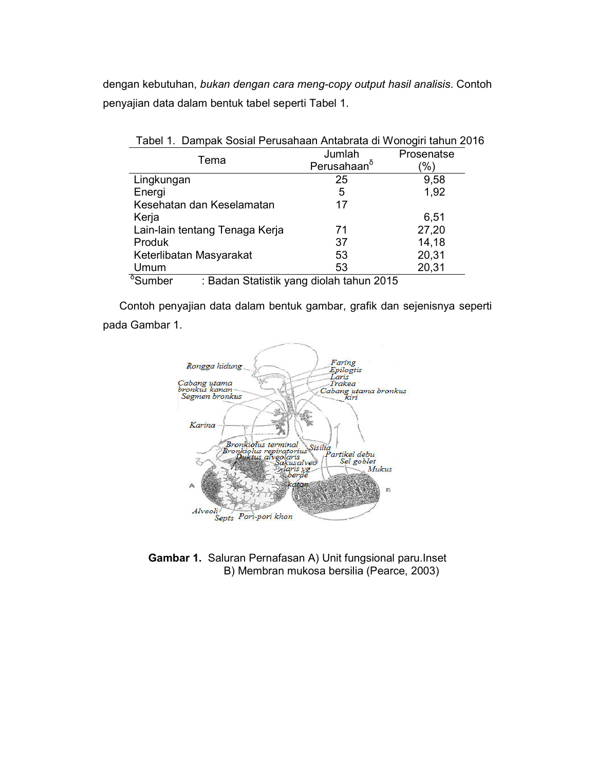dengan kebutuhan, *bukan dengan cara meng-copy output hasil analisis*. Contoh penyajian data dalam bentuk tabel seperti Tabel 1.

Tabel 1. Dampak Sosial Perusahaan Antabrata di Wonogiri tahun 2016

| Tema | Jumlah Perusahaan$^{\delta}$ | Prosenatse (%) |
|---|---|---|
| Lingkungan | 25 | 9,58 |
| Energi | 5 | 1,92 |
| Kesehatan dan Keselamatan Kerja | 17 | 6,51 |
| Lain-lain tentang Tenaga Kerja | 71 | 27,20 |
| Produk | 37 | 14,18 |
| Keterlibatan Masyarakat | 53 | 20,31 |
| Umum | 53 | 20,31 |

$^{\delta}$Sumber : Badan Statistik yang diolah tahun 2015

Contoh penyajian data dalam bentuk gambar, grafik dan sejenisnya seperti pada Gambar 1.

**Gambar 1.** Saluran Pernafasan A) Unit fungsional paru.Inset B) Membran mukosa bersilia (Pearce, 2003)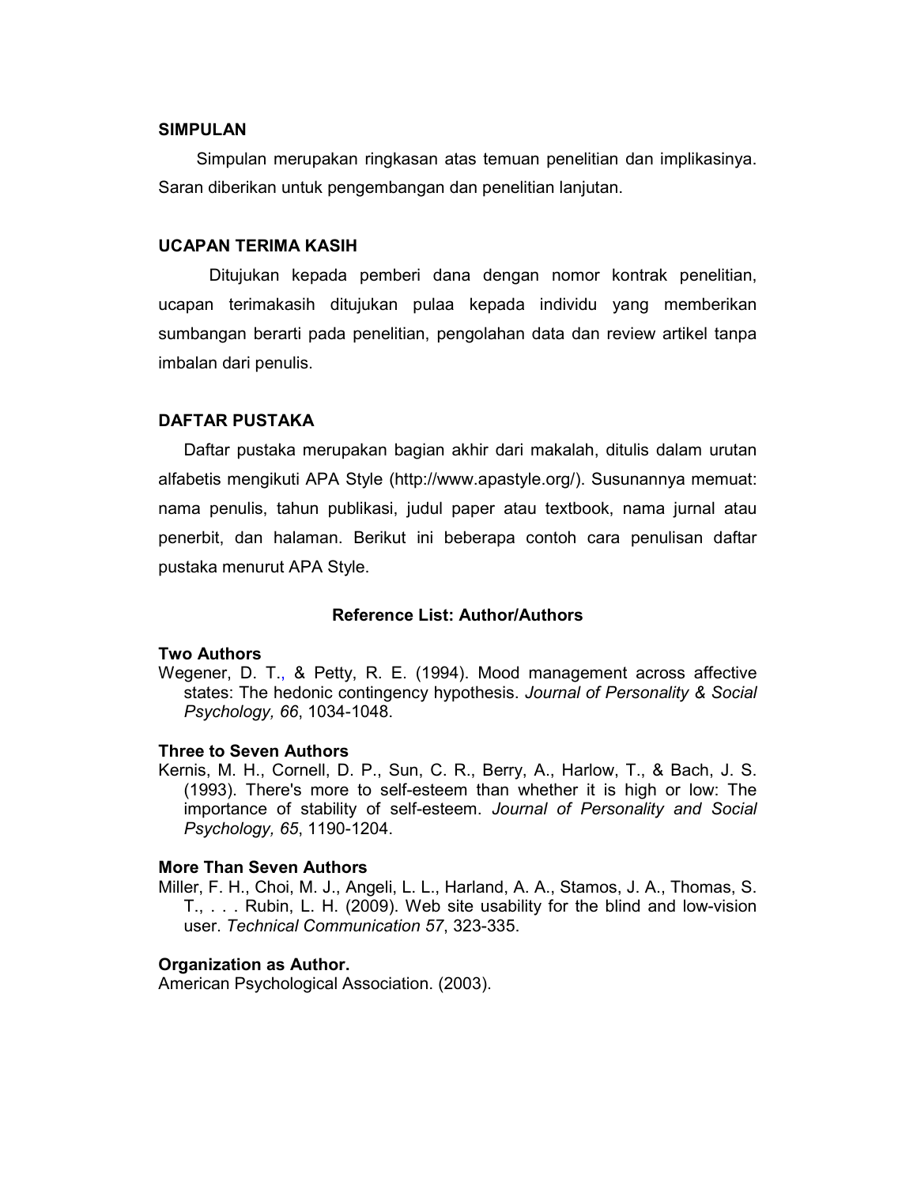## SIMPULAN

Simpulan merupakan ringkasan atas temuan penelitian dan implikasinya. Saran diberikan untuk pengembangan dan penelitian lanjutan.

## UCAPAN TERIMA KASIH

Ditujukan kepada pemberi dana dengan nomor kontrak penelitian, ucapan terimakasih ditujukan pulaa kepada individu yang memberikan sumbangan berarti pada penelitian, pengolahan data dan review artikel tanpa imbalan dari penulis.

## DAFTAR PUSTAKA

Daftar pustaka merupakan bagian akhir dari makalah, ditulis dalam urutan alfabetis mengikuti APA Style (http://www.apastyle.org/). Susunannya memuat: nama penulis, tahun publikasi, judul paper atau textbook, nama jurnal atau penerbit, dan halaman. Berikut ini beberapa contoh cara penulisan daftar pustaka menurut APA Style.

### Reference List: Author/Authors

**Two Authors**

Wegener, D. T., & Petty, R. E. (1994). Mood management across affective states: The hedonic contingency hypothesis. *Journal of Personality & Social Psychology, 66*, 1034-1048.

**Three to Seven Authors**

Kernis, M. H., Cornell, D. P., Sun, C. R., Berry, A., Harlow, T., & Bach, J. S. (1993). There's more to self-esteem than whether it is high or low: The importance of stability of self-esteem. *Journal of Personality and Social Psychology, 65*, 1190-1204.

**More Than Seven Authors**

Miller, F. H., Choi, M. J., Angeli, L. L., Harland, A. A., Stamos, J. A., Thomas, S. T., . . . Rubin, L. H. (2009). Web site usability for the blind and low-vision user. *Technical Communication 57*, 323-335.

**Organization as Author.**

American Psychological Association. (2003).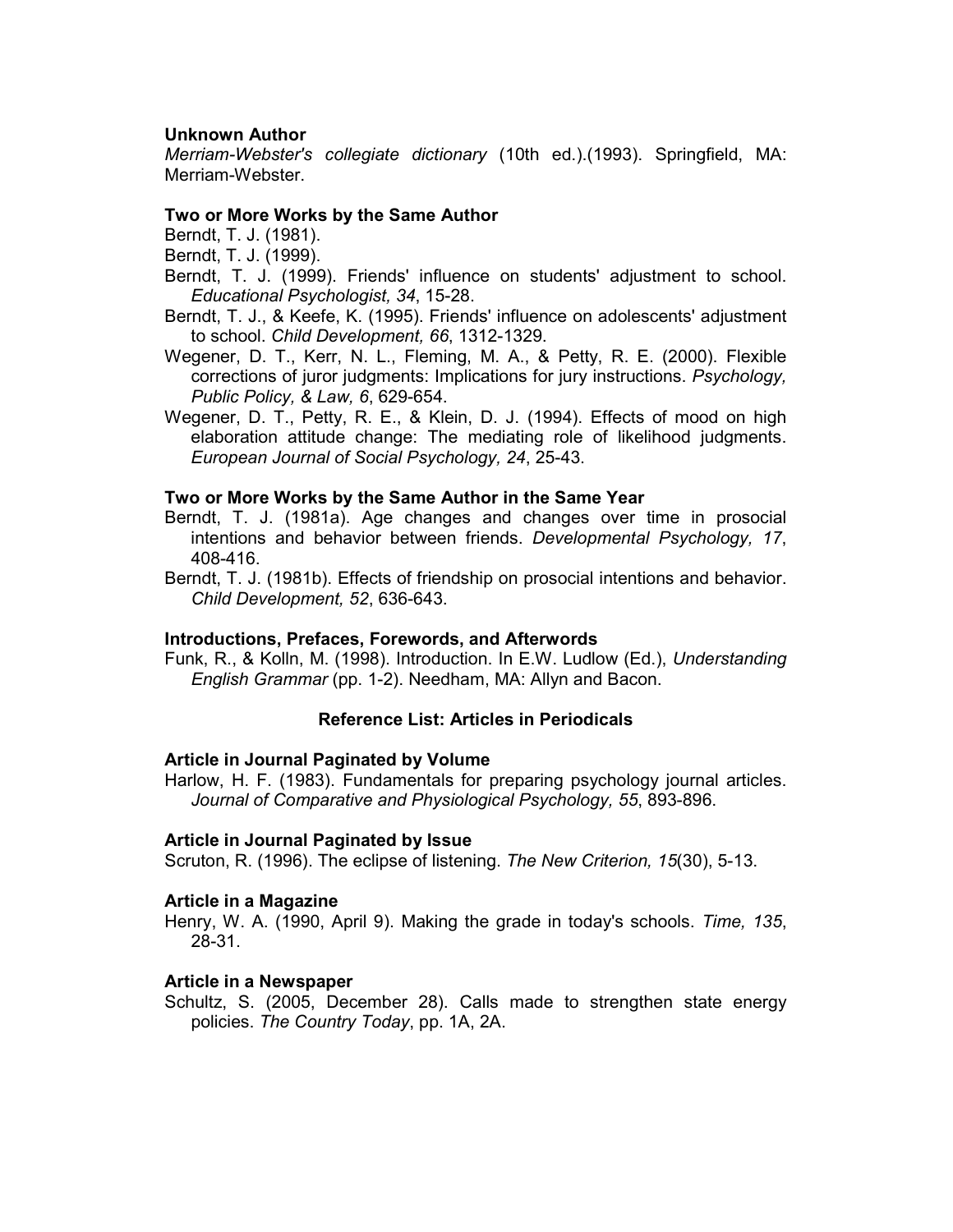**Unknown Author**

*Merriam-Webster's collegiate dictionary* (10th ed.).(1993). Springfield, MA: Merriam-Webster.

**Two or More Works by the Same Author**

Berndt, T. J. (1981).

Berndt, T. J. (1999).

Berndt, T. J. (1999). Friends' influence on students' adjustment to school. *Educational Psychologist, 34*, 15-28.

Berndt, T. J., & Keefe, K. (1995). Friends' influence on adolescents' adjustment to school. *Child Development, 66*, 1312-1329.

Wegener, D. T., Kerr, N. L., Fleming, M. A., & Petty, R. E. (2000). Flexible corrections of juror judgments: Implications for jury instructions. *Psychology, Public Policy, & Law, 6*, 629-654.

Wegener, D. T., Petty, R. E., & Klein, D. J. (1994). Effects of mood on high elaboration attitude change: The mediating role of likelihood judgments. *European Journal of Social Psychology, 24*, 25-43.

**Two or More Works by the Same Author in the Same Year**

Berndt, T. J. (1981a). Age changes and changes over time in prosocial intentions and behavior between friends. *Developmental Psychology, 17*, 408-416.

Berndt, T. J. (1981b). Effects of friendship on prosocial intentions and behavior. *Child Development, 52*, 636-643.

**Introductions, Prefaces, Forewords, and Afterwords**

Funk, R., & Kolln, M. (1998). Introduction. In E.W. Ludlow (Ed.), *Understanding English Grammar* (pp. 1-2). Needham, MA: Allyn and Bacon.

## Reference List: Articles in Periodicals

**Article in Journal Paginated by Volume**

Harlow, H. F. (1983). Fundamentals for preparing psychology journal articles. *Journal of Comparative and Physiological Psychology, 55*, 893-896.

**Article in Journal Paginated by Issue**

Scruton, R. (1996). The eclipse of listening. *The New Criterion, 15*(30), 5-13.

**Article in a Magazine**

Henry, W. A. (1990, April 9). Making the grade in today's schools. *Time, 135*, 28-31.

**Article in a Newspaper**

Schultz, S. (2005, December 28). Calls made to strengthen state energy policies. *The Country Today*, pp. 1A, 2A.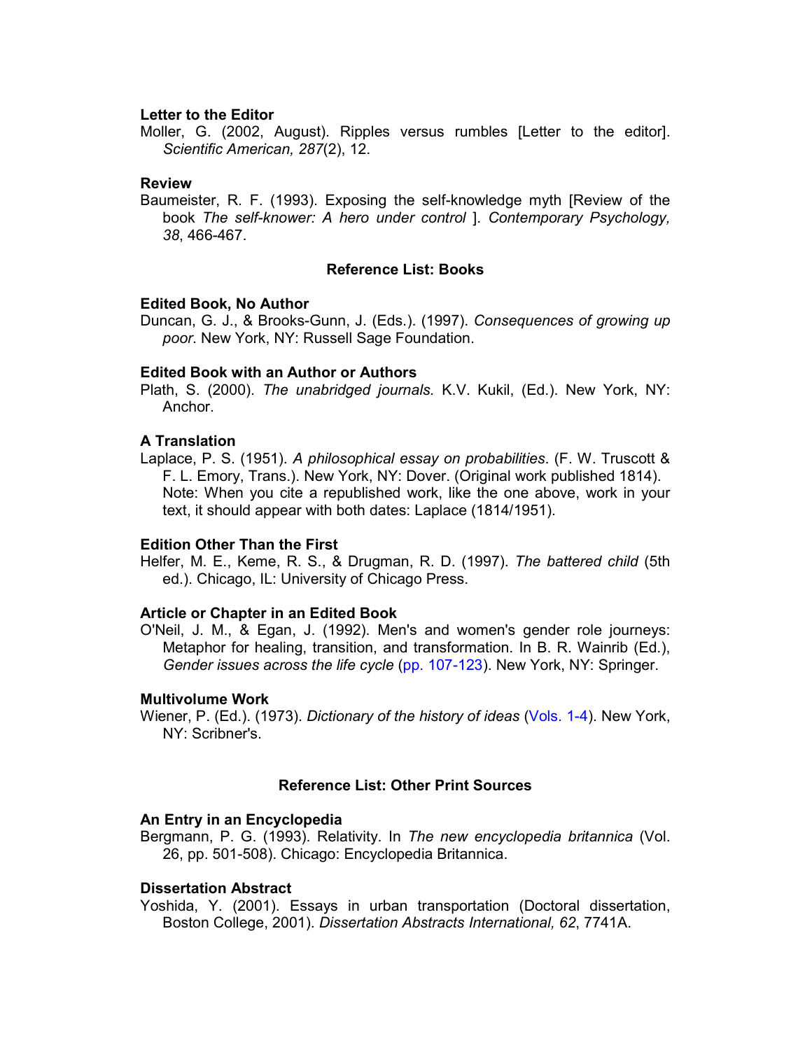**Letter to the Editor**

Moller, G. (2002, August). Ripples versus rumbles [Letter to the editor]. *Scientific American, 287*(2), 12.

**Review**

Baumeister, R. F. (1993). Exposing the self-knowledge myth [Review of the book *The self-knower: A hero under control* ]. *Contemporary Psychology, 38*, 466-467.

## Reference List: Books

**Edited Book, No Author**

Duncan, G. J., & Brooks-Gunn, J. (Eds.). (1997). *Consequences of growing up poor*. New York, NY: Russell Sage Foundation.

**Edited Book with an Author or Authors**

Plath, S. (2000). *The unabridged journals.* K.V. Kukil, (Ed.). New York, NY: Anchor.

**A Translation**

Laplace, P. S. (1951). *A philosophical essay on probabilities*. (F. W. Truscott & F. L. Emory, Trans.). New York, NY: Dover. (Original work published 1814). Note: When you cite a republished work, like the one above, work in your text, it should appear with both dates: Laplace (1814/1951).

**Edition Other Than the First**

Helfer, M. E., Keme, R. S., & Drugman, R. D. (1997). *The battered child* (5th ed.). Chicago, IL: University of Chicago Press.

**Article or Chapter in an Edited Book**

O'Neil, J. M., & Egan, J. (1992). Men's and women's gender role journeys: Metaphor for healing, transition, and transformation. In B. R. Wainrib (Ed.), *Gender issues across the life cycle* (pp. 107-123). New York, NY: Springer.

**Multivolume Work**

Wiener, P. (Ed.). (1973). *Dictionary of the history of ideas* (Vols. 1-4). New York, NY: Scribner's.

## Reference List: Other Print Sources

**An Entry in an Encyclopedia**

Bergmann, P. G. (1993). Relativity. In *The new encyclopedia britannica* (Vol. 26, pp. 501-508). Chicago: Encyclopedia Britannica.

**Dissertation Abstract**

Yoshida, Y. (2001). Essays in urban transportation (Doctoral dissertation, Boston College, 2001). *Dissertation Abstracts International, 62*, 7741A.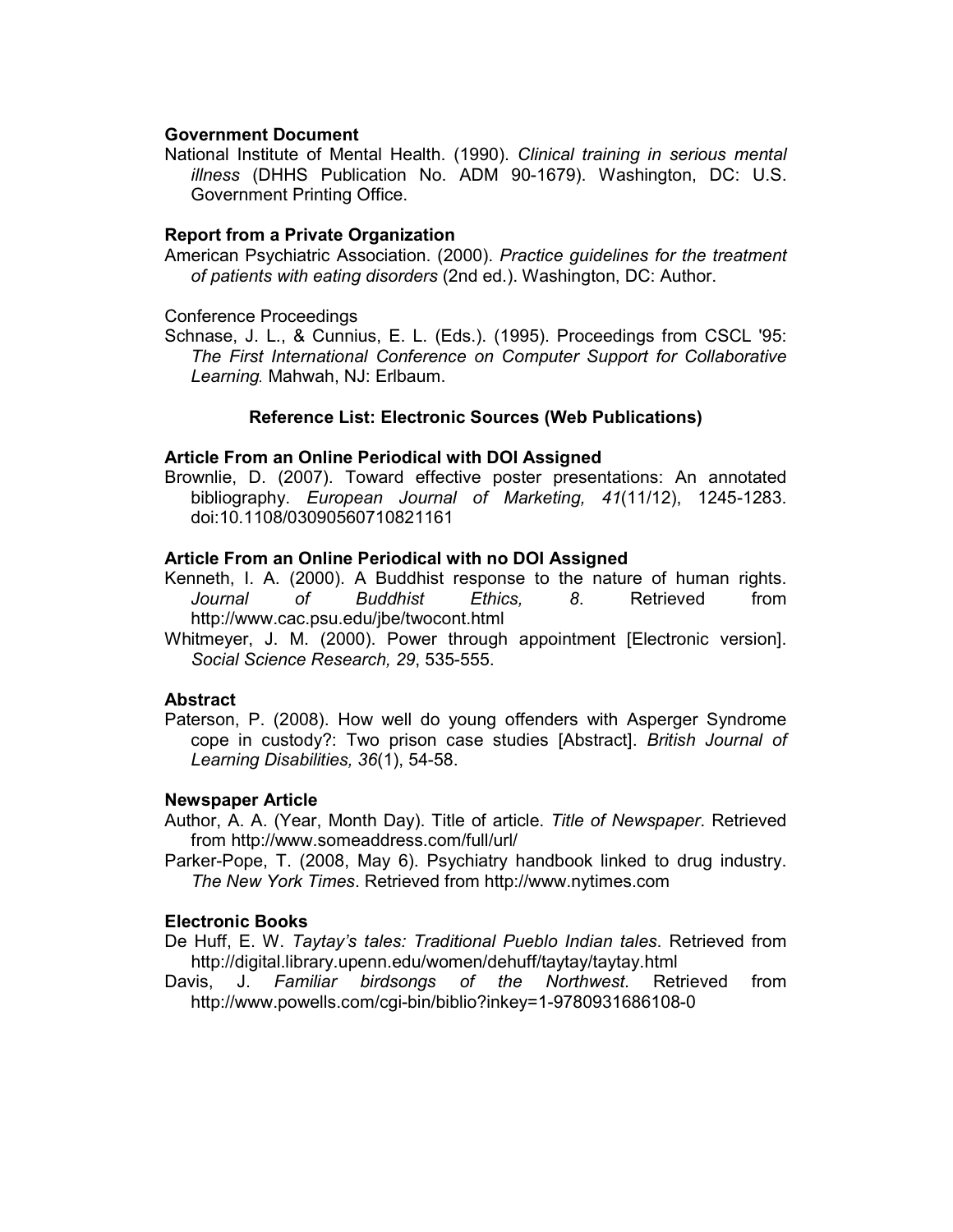**Government Document**

National Institute of Mental Health. (1990). *Clinical training in serious mental illness* (DHHS Publication No. ADM 90-1679). Washington, DC: U.S. Government Printing Office.

**Report from a Private Organization**

American Psychiatric Association. (2000). *Practice guidelines for the treatment of patients with eating disorders* (2nd ed.). Washington, DC: Author.

Conference Proceedings

Schnase, J. L., & Cunnius, E. L. (Eds.). (1995). Proceedings from CSCL '95: *The First International Conference on Computer Support for Collaborative Learning*. Mahwah, NJ: Erlbaum.

## Reference List: Electronic Sources (Web Publications)

**Article From an Online Periodical with DOI Assigned**

Brownlie, D. (2007). Toward effective poster presentations: An annotated bibliography. *European Journal of Marketing, 41*(11/12), 1245-1283. doi:10.1108/03090560710821161

**Article From an Online Periodical with no DOI Assigned**

Kenneth, I. A. (2000). A Buddhist response to the nature of human rights. *Journal of Buddhist Ethics, 8*. Retrieved from http://www.cac.psu.edu/jbe/twocont.html

Whitmeyer, J. M. (2000). Power through appointment [Electronic version]. *Social Science Research, 29*, 535-555.

**Abstract**

Paterson, P. (2008). How well do young offenders with Asperger Syndrome cope in custody?: Two prison case studies [Abstract]. *British Journal of Learning Disabilities, 36*(1), 54-58.

**Newspaper Article**

Author, A. A. (Year, Month Day). Title of article. *Title of Newspaper*. Retrieved from http://www.someaddress.com/full/url/

Parker-Pope, T. (2008, May 6). Psychiatry handbook linked to drug industry. *The New York Times*. Retrieved from http://www.nytimes.com

**Electronic Books**

De Huff, E. W. *Taytay's tales: Traditional Pueblo Indian tales*. Retrieved from http://digital.library.upenn.edu/women/dehuff/taytay/taytay.html

Davis, J. *Familiar birdsongs of the Northwest*. Retrieved from http://www.powells.com/cgi-bin/biblio?inkey=1-9780931686108-0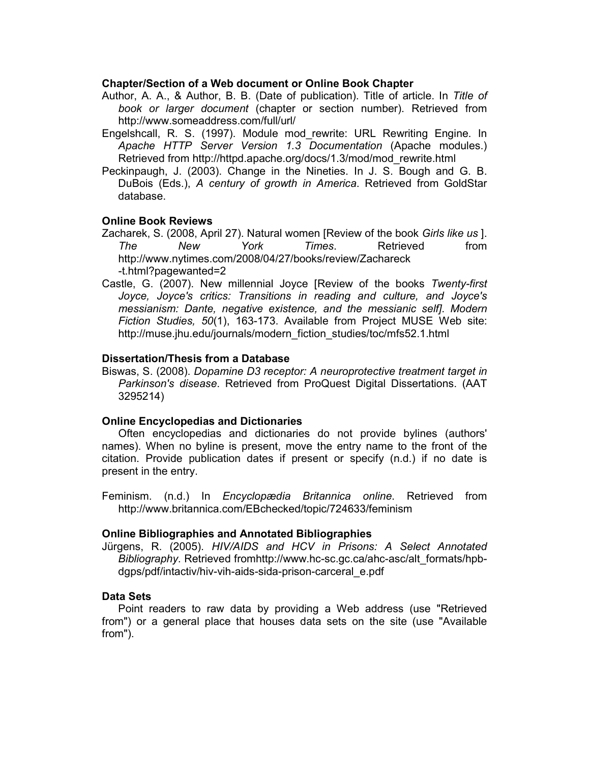**Chapter/Section of a Web document or Online Book Chapter**

Author, A. A., & Author, B. B. (Date of publication). Title of article. In *Title of book or larger document* (chapter or section number). Retrieved from http://www.someaddress.com/full/url/

Engelshcall, R. S. (1997). Module mod_rewrite: URL Rewriting Engine. In *Apache HTTP Server Version 1.3 Documentation* (Apache modules.) Retrieved from http://httpd.apache.org/docs/1.3/mod/mod_rewrite.html

Peckinpaugh, J. (2003). Change in the Nineties. In J. S. Bough and G. B. DuBois (Eds.), *A century of growth in America*. Retrieved from GoldStar database.

**Online Book Reviews**

Zacharek, S. (2008, April 27). Natural women [Review of the book *Girls like us* ]. *The New York Times*. Retrieved from http://www.nytimes.com/2008/04/27/books/review/Zachareck-t.html?pagewanted=2

Castle, G. (2007). New millennial Joyce [Review of the books *Twenty-first Joyce, Joyce's critics: Transitions in reading and culture, and Joyce's messianism: Dante, negative existence, and the messianic self]*. *Modern Fiction Studies, 50*(1), 163-173. Available from Project MUSE Web site: http://muse.jhu.edu/journals/modern_fiction_studies/toc/mfs52.1.html

**Dissertation/Thesis from a Database**

Biswas, S. (2008). *Dopamine D3 receptor: A neuroprotective treatment target in Parkinson's disease*. Retrieved from ProQuest Digital Dissertations. (AAT 3295214)

**Online Encyclopedias and Dictionaries**

Often encyclopedias and dictionaries do not provide bylines (authors' names). When no byline is present, move the entry name to the front of the citation. Provide publication dates if present or specify (n.d.) if no date is present in the entry.

Feminism. (n.d.) In *Encyclopædia Britannica online*. Retrieved from http://www.britannica.com/EBchecked/topic/724633/feminism

**Online Bibliographies and Annotated Bibliographies**

Jürgens, R. (2005). *HIV/AIDS and HCV in Prisons: A Select Annotated Bibliography*. Retrieved fromhttp://www.hc-sc.gc.ca/ahc-asc/alt_formats/hpb-dgps/pdf/intactiv/hiv-vih-aids-sida-prison-carceral_e.pdf

**Data Sets**

Point readers to raw data by providing a Web address (use "Retrieved from") or a general place that houses data sets on the site (use "Available from").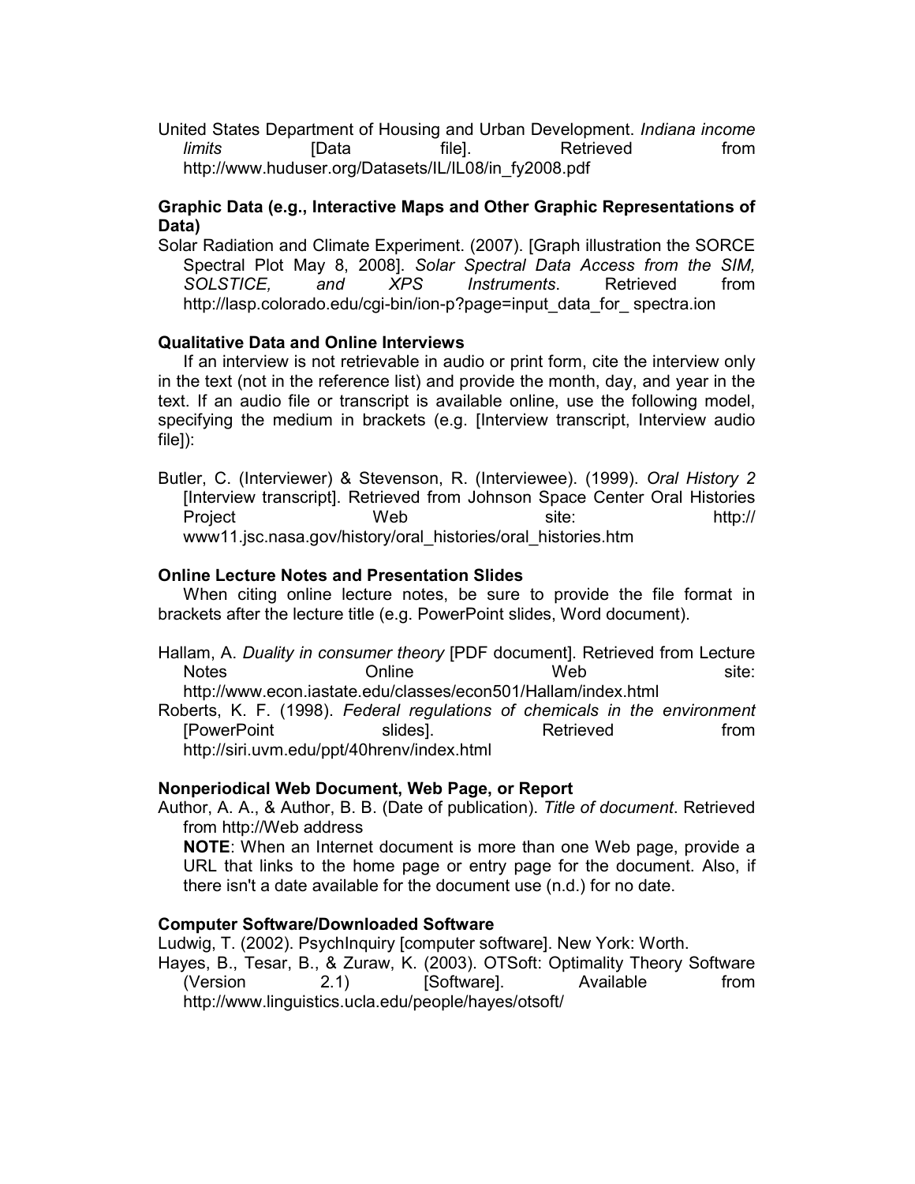United States Department of Housing and Urban Development. *Indiana income limits* [Data file]. Retrieved from http://www.huduser.org/Datasets/IL/IL08/in_fy2008.pdf

**Graphic Data (e.g., Interactive Maps and Other Graphic Representations of Data)**

Solar Radiation and Climate Experiment. (2007). [Graph illustration the SORCE Spectral Plot May 8, 2008]. *Solar Spectral Data Access from the SIM, SOLSTICE, and XPS Instruments*. Retrieved from http://lasp.colorado.edu/cgi-bin/ion-p?page=input_data_for_ spectra.ion

**Qualitative Data and Online Interviews**

If an interview is not retrievable in audio or print form, cite the interview only in the text (not in the reference list) and provide the month, day, and year in the text. If an audio file or transcript is available online, use the following model, specifying the medium in brackets (e.g. [Interview transcript, Interview audio file]):

Butler, C. (Interviewer) & Stevenson, R. (Interviewee). (1999). *Oral History 2* [Interview transcript]. Retrieved from Johnson Space Center Oral Histories Project Web site: http:// www11.jsc.nasa.gov/history/oral_histories/oral_histories.htm

**Online Lecture Notes and Presentation Slides**

When citing online lecture notes, be sure to provide the file format in brackets after the lecture title (e.g. PowerPoint slides, Word document).

Hallam, A. *Duality in consumer theory* [PDF document]. Retrieved from Lecture Notes Online Web site: http://www.econ.iastate.edu/classes/econ501/Hallam/index.html

Roberts, K. F. (1998). *Federal regulations of chemicals in the environment* [PowerPoint slides]. Retrieved from http://siri.uvm.edu/ppt/40hrenv/index.html

**Nonperiodical Web Document, Web Page, or Report**

Author, A. A., & Author, B. B. (Date of publication). *Title of document*. Retrieved from http://Web address

**NOTE**: When an Internet document is more than one Web page, provide a URL that links to the home page or entry page for the document. Also, if there isn't a date available for the document use (n.d.) for no date.

**Computer Software/Downloaded Software**

Ludwig, T. (2002). PsychInquiry [computer software]. New York: Worth.

Hayes, B., Tesar, B., & Zuraw, K. (2003). OTSoft: Optimality Theory Software (Version 2.1) [Software]. Available from http://www.linguistics.ucla.edu/people/hayes/otsoft/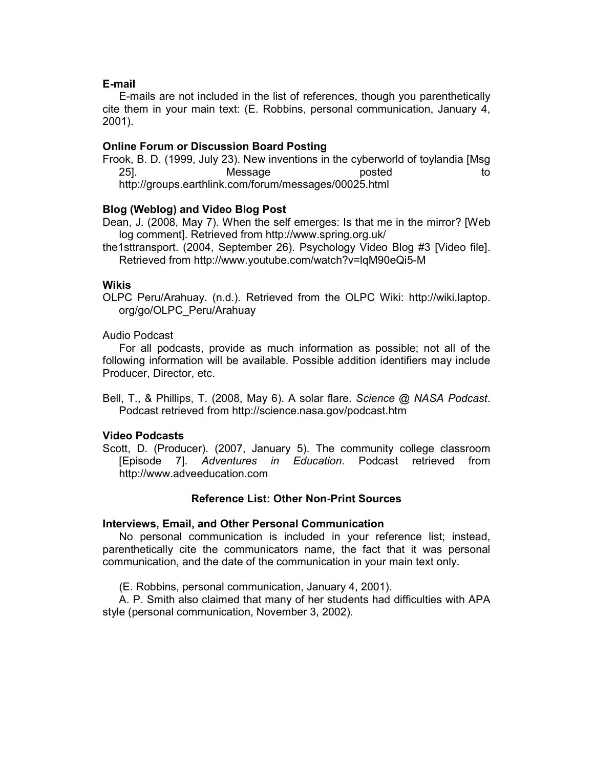**E-mail**

E-mails are not included in the list of references, though you parenthetically cite them in your main text: (E. Robbins, personal communication, January 4, 2001).

**Online Forum or Discussion Board Posting**

Frook, B. D. (1999, July 23). New inventions in the cyberworld of toylandia [Msg 25]. Message posted to http://groups.earthlink.com/forum/messages/00025.html

**Blog (Weblog) and Video Blog Post**

Dean, J. (2008, May 7). When the self emerges: Is that me in the mirror? [Web log comment]. Retrieved from http://www.spring.org.uk/

the1sttransport. (2004, September 26). Psychology Video Blog #3 [Video file]. Retrieved from http://www.youtube.com/watch?v=lqM90eQi5-M

**Wikis**

OLPC Peru/Arahuay. (n.d.). Retrieved from the OLPC Wiki: http://wiki.laptop.org/go/OLPC_Peru/Arahuay

Audio Podcast

For all podcasts, provide as much information as possible; not all of the following information will be available. Possible addition identifiers may include Producer, Director, etc.

Bell, T., & Phillips, T. (2008, May 6). A solar flare. *Science @ NASA Podcast*. Podcast retrieved from http://science.nasa.gov/podcast.htm

**Video Podcasts**

Scott, D. (Producer). (2007, January 5). The community college classroom [Episode 7]. *Adventures in Education*. Podcast retrieved from http://www.adveeducation.com

## Reference List: Other Non-Print Sources

**Interviews, Email, and Other Personal Communication**

No personal communication is included in your reference list; instead, parenthetically cite the communicators name, the fact that it was personal communication, and the date of the communication in your main text only.

(E. Robbins, personal communication, January 4, 2001).

A. P. Smith also claimed that many of her students had difficulties with APA style (personal communication, November 3, 2002).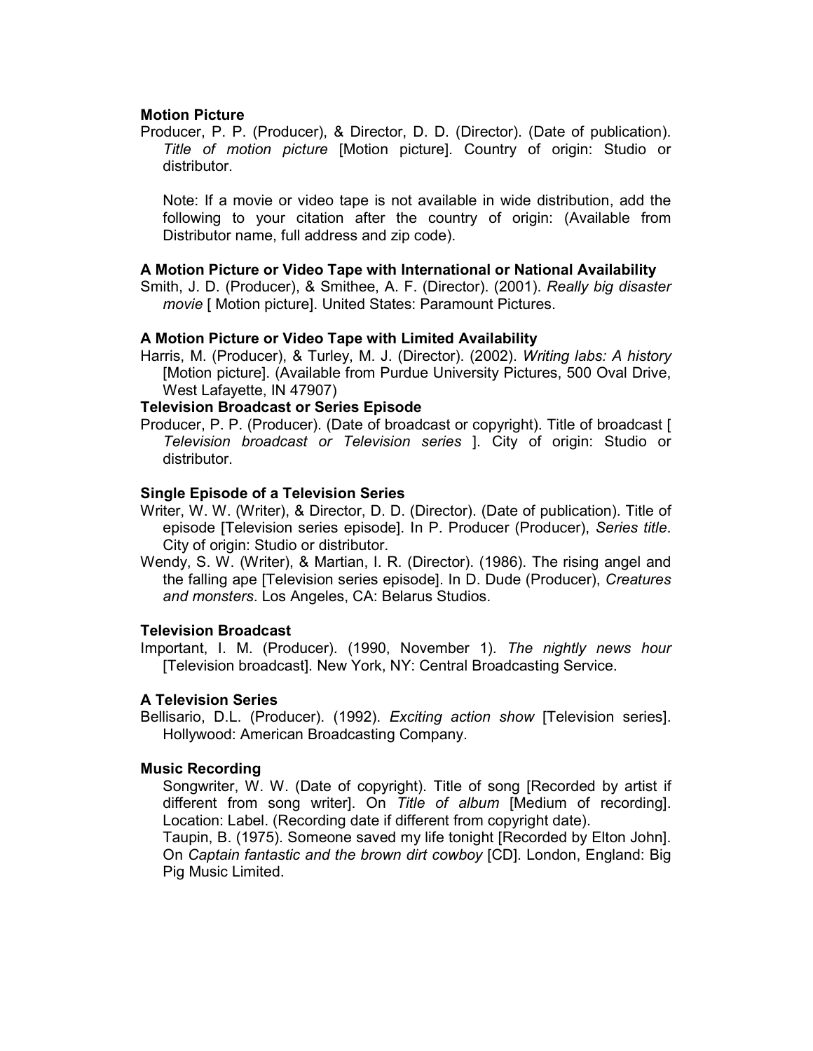**Motion Picture**

Producer, P. P. (Producer), & Director, D. D. (Director). (Date of publication). *Title of motion picture* [Motion picture]. Country of origin: Studio or distributor.

Note: If a movie or video tape is not available in wide distribution, add the following to your citation after the country of origin: (Available from Distributor name, full address and zip code).

**A Motion Picture or Video Tape with International or National Availability**

Smith, J. D. (Producer), & Smithee, A. F. (Director). (2001). *Really big disaster movie* [ Motion picture]. United States: Paramount Pictures.

**A Motion Picture or Video Tape with Limited Availability**

Harris, M. (Producer), & Turley, M. J. (Director). (2002). *Writing labs: A history* [Motion picture]. (Available from Purdue University Pictures, 500 Oval Drive, West Lafayette, IN 47907)

**Television Broadcast or Series Episode**

Producer, P. P. (Producer). (Date of broadcast or copyright). Title of broadcast [ *Television broadcast or Television series* ]. City of origin: Studio or distributor.

**Single Episode of a Television Series**

Writer, W. W. (Writer), & Director, D. D. (Director). (Date of publication). Title of episode [Television series episode]. In P. Producer (Producer), *Series title*. City of origin: Studio or distributor.

Wendy, S. W. (Writer), & Martian, I. R. (Director). (1986). The rising angel and the falling ape [Television series episode]. In D. Dude (Producer), *Creatures and monsters*. Los Angeles, CA: Belarus Studios.

**Television Broadcast**

Important, I. M. (Producer). (1990, November 1). *The nightly news hour* [Television broadcast]. New York, NY: Central Broadcasting Service.

**A Television Series**

Bellisario, D.L. (Producer). (1992). *Exciting action show* [Television series]. Hollywood: American Broadcasting Company.

**Music Recording**

Songwriter, W. W. (Date of copyright). Title of song [Recorded by artist if different from song writer]. On *Title of album* [Medium of recording]. Location: Label. (Recording date if different from copyright date).

Taupin, B. (1975). Someone saved my life tonight [Recorded by Elton John]. On *Captain fantastic and the brown dirt cowboy* [CD]. London, England: Big Pig Music Limited.